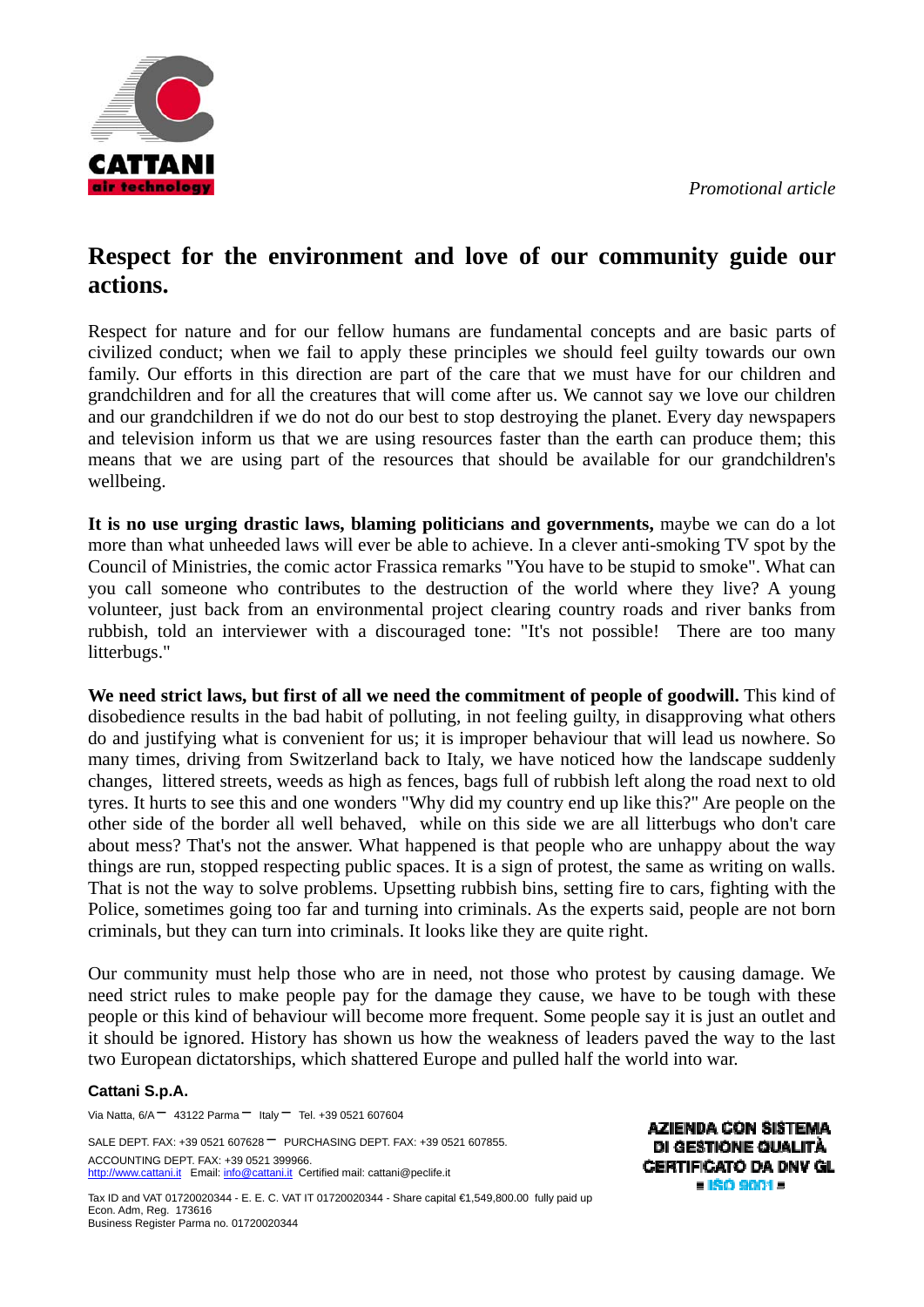CATTANI
air technology

*Promotional article*

# Respect for the environment and love of our community guide our actions.

Respect for nature and for our fellow humans are fundamental concepts and are basic parts of civilized conduct; when we fail to apply these principles we should feel guilty towards our own family. Our efforts in this direction are part of the care that we must have for our children and grandchildren and for all the creatures that will come after us. We cannot say we love our children and our grandchildren if we do not do our best to stop destroying the planet. Every day newspapers and television inform us that we are using resources faster than the earth can produce them; this means that we are using part of the resources that should be available for our grandchildren's wellbeing.

**It is no use urging drastic laws, blaming politicians and governments,** maybe we can do a lot more than what unheeded laws will ever be able to achieve. In a clever anti-smoking TV spot by the Council of Ministries, the comic actor Frassica remarks "You have to be stupid to smoke". What can you call someone who contributes to the destruction of the world where they live? A young volunteer, just back from an environmental project clearing country roads and river banks from rubbish, told an interviewer with a discouraged tone: "It's not possible! There are too many litterbugs."

**We need strict laws, but first of all we need the commitment of people of goodwill.** This kind of disobedience results in the bad habit of polluting, in not feeling guilty, in disapproving what others do and justifying what is convenient for us; it is improper behaviour that will lead us nowhere. So many times, driving from Switzerland back to Italy, we have noticed how the landscape suddenly changes, littered streets, weeds as high as fences, bags full of rubbish left along the road next to old tyres. It hurts to see this and one wonders "Why did my country end up like this?" Are people on the other side of the border all well behaved, while on this side we are all litterbugs who don't care about mess? That's not the answer. What happened is that people who are unhappy about the way things are run, stopped respecting public spaces. It is a sign of protest, the same as writing on walls. That is not the way to solve problems. Upsetting rubbish bins, setting fire to cars, fighting with the Police, sometimes going too far and turning into criminals. As the experts said, people are not born criminals, but they can turn into criminals. It looks like they are quite right.

Our community must help those who are in need, not those who protest by causing damage. We need strict rules to make people pay for the damage they cause, we have to be tough with these people or this kind of behaviour will become more frequent. Some people say it is just an outlet and it should be ignored. History has shown us how the weakness of leaders paved the way to the last two European dictatorships, which shattered Europe and pulled half the world into war.

**Cattani S.p.A.**

Via Natta, 6/A – 43122 Parma – Italy – Tel. +39 0521 607604

SALE DEPT. FAX: +39 0521 607628 – PURCHASING DEPT. FAX: +39 0521 607855.

ACCOUNTING DEPT. FAX: +39 0521 399966.
http://www.cattani.it Email: info@cattani.it Certified mail: cattani@peclife.it

Tax ID and VAT 01720020344 - E. E. C. VAT IT 01720020344 - Share capital €1,549,800.00 fully paid up
Econ. Adm, Reg. 173616
Business Register Parma no. 01720020344

AZIENDA CON SISTEMA DI GESTIONE QUALITÀ CERTIFICATO DA DNV GL
= ISO 9001 =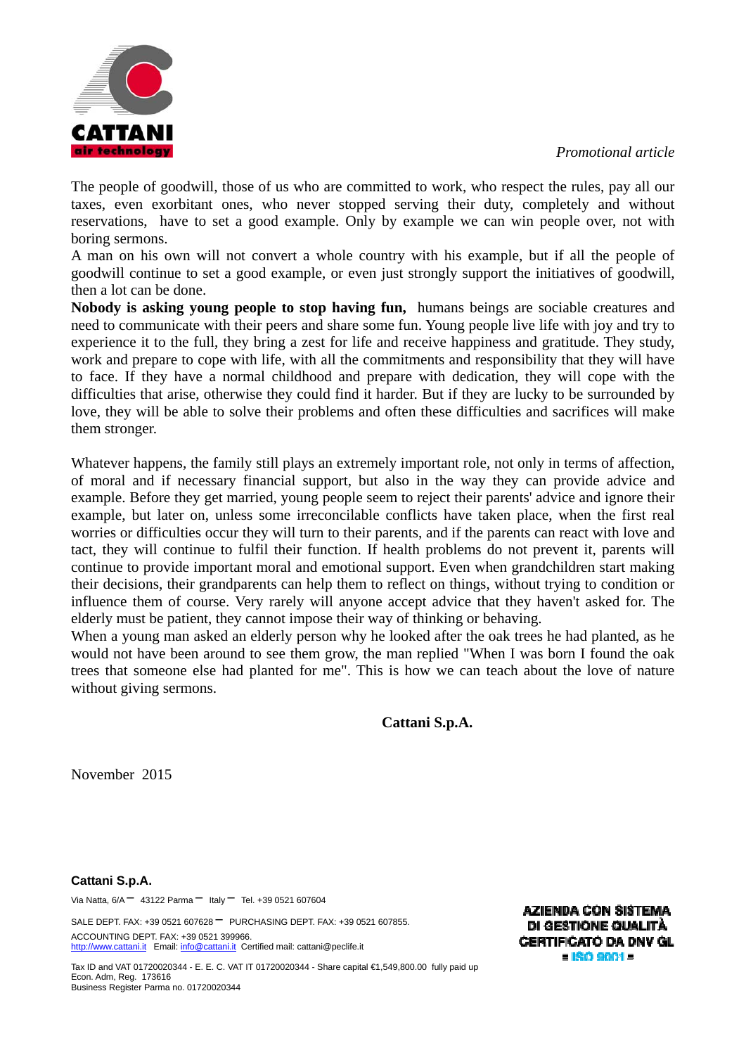*Promotional article*

The people of goodwill, those of us who are committed to work, who respect the rules, pay all our taxes, even exorbitant ones, who never stopped serving their duty, completely and without reservations, have to set a good example. Only by example we can win people over, not with boring sermons.
A man on his own will not convert a whole country with his example, but if all the people of goodwill continue to set a good example, or even just strongly support the initiatives of goodwill, then a lot can be done.
**Nobody is asking young people to stop having fun,** humans beings are sociable creatures and need to communicate with their peers and share some fun. Young people live life with joy and try to experience it to the full, they bring a zest for life and receive happiness and gratitude. They study, work and prepare to cope with life, with all the commitments and responsibility that they will have to face. If they have a normal childhood and prepare with dedication, they will cope with the difficulties that arise, otherwise they could find it harder. But if they are lucky to be surrounded by love, they will be able to solve their problems and often these difficulties and sacrifices will make them stronger.

Whatever happens, the family still plays an extremely important role, not only in terms of affection, of moral and if necessary financial support, but also in the way they can provide advice and example. Before they get married, young people seem to reject their parents' advice and ignore their example, but later on, unless some irreconcilable conflicts have taken place, when the first real worries or difficulties occur they will turn to their parents, and if the parents can react with love and tact, they will continue to fulfil their function. If health problems do not prevent it, parents will continue to provide important moral and emotional support. Even when grandchildren start making their decisions, their grandparents can help them to reflect on things, without trying to condition or influence them of course. Very rarely will anyone accept advice that they haven't asked for. The elderly must be patient, they cannot impose their way of thinking or behaving.
When a young man asked an elderly person why he looked after the oak trees he had planted, as he would not have been around to see them grow, the man replied "When I was born I found the oak trees that someone else had planted for me". This is how we can teach about the love of nature without giving sermons.

**Cattani S.p.A.**

November 2015

**Cattani S.p.A.**

Via Natta, 6/A – 43122 Parma – Italy – Tel. +39 0521 607604

SALE DEPT. FAX: +39 0521 607628 – PURCHASING DEPT. FAX: +39 0521 607855.
ACCOUNTING DEPT. FAX: +39 0521 399966.
http://www.cattani.it Email: info@cattani.it Certified mail: cattani@peclife.it

Tax ID and VAT 01720020344 - E. E. C. VAT IT 01720020344 - Share capital €1,549,800.00 fully paid up
Econ. Adm, Reg. 173616
Business Register Parma no. 01720020344

AZIENDA CON SISTEMA
DI GESTIONE QUALITÀ
CERTIFICATO DA DNV GL
= ISO 9001 =